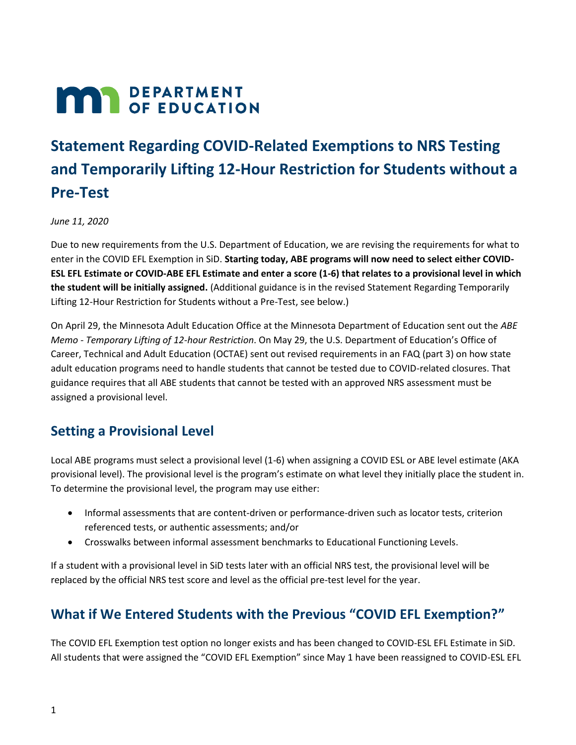# Statement Regarding COVID-Related Exemptions to NRS Testing and Temporarily Lifting 12-Hour Restriction for Students without a Pre-Test

*June 11, 2020*

Due to new requirements from the U.S. Department of Education, we are revising the requirements for what to enter in the COVID EFL Exemption in SiD. **Starting today, ABE programs will now need to select either COVID-ESL EFL Estimate or COVID-ABE EFL Estimate and enter a score (1-6) that relates to a provisional level in which the student will be initially assigned.** (Additional guidance is in the revised Statement Regarding Temporarily Lifting 12-Hour Restriction for Students without a Pre-Test, see below.)

On April 29, the Minnesota Adult Education Office at the Minnesota Department of Education sent out the *ABE Memo - Temporary Lifting of 12-hour Restriction*. On May 29, the U.S. Department of Education's Office of Career, Technical and Adult Education (OCTAE) sent out revised requirements in an FAQ (part 3) on how state adult education programs need to handle students that cannot be tested due to COVID-related closures. That guidance requires that all ABE students that cannot be tested with an approved NRS assessment must be assigned a provisional level.

## Setting a Provisional Level

Local ABE programs must select a provisional level (1-6) when assigning a COVID ESL or ABE level estimate (AKA provisional level). The provisional level is the program's estimate on what level they initially place the student in. To determine the provisional level, the program may use either:

- Informal assessments that are content-driven or performance-driven such as locator tests, criterion referenced tests, or authentic assessments; and/or
- Crosswalks between informal assessment benchmarks to Educational Functioning Levels.

If a student with a provisional level in SiD tests later with an official NRS test, the provisional level will be replaced by the official NRS test score and level as the official pre-test level for the year.

## What if We Entered Students with the Previous "COVID EFL Exemption?"

The COVID EFL Exemption test option no longer exists and has been changed to COVID-ESL EFL Estimate in SiD. All students that were assigned the "COVID EFL Exemption" since May 1 have been reassigned to COVID-ESL EFL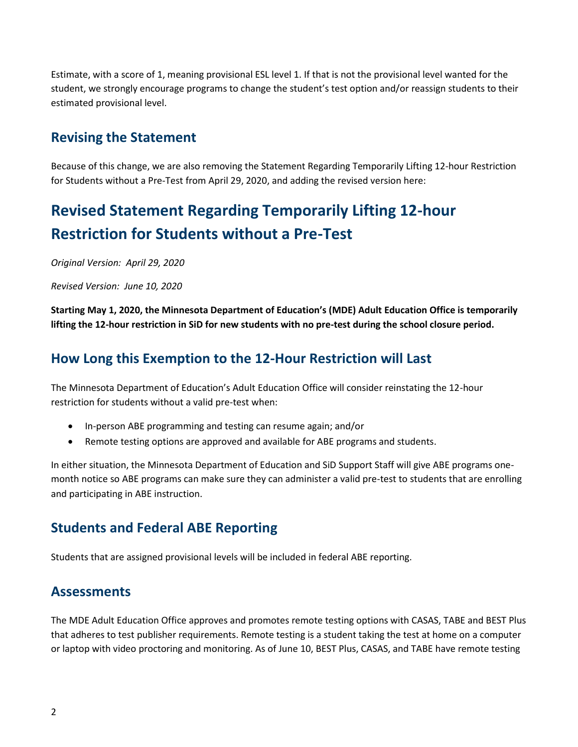Estimate, with a score of 1, meaning provisional ESL level 1. If that is not the provisional level wanted for the student, we strongly encourage programs to change the student's test option and/or reassign students to their estimated provisional level.

## Revising the Statement

Because of this change, we are also removing the Statement Regarding Temporarily Lifting 12-hour Restriction for Students without a Pre-Test from April 29, 2020, and adding the revised version here:

# Revised Statement Regarding Temporarily Lifting 12-hour Restriction for Students without a Pre-Test

*Original Version: April 29, 2020*

*Revised Version: June 10, 2020*

**Starting May 1, 2020, the Minnesota Department of Education's (MDE) Adult Education Office is temporarily lifting the 12-hour restriction in SiD for new students with no pre-test during the school closure period.**

## How Long this Exemption to the 12-Hour Restriction will Last

The Minnesota Department of Education's Adult Education Office will consider reinstating the 12-hour restriction for students without a valid pre-test when:

- In-person ABE programming and testing can resume again; and/or
- Remote testing options are approved and available for ABE programs and students.

In either situation, the Minnesota Department of Education and SiD Support Staff will give ABE programs one-month notice so ABE programs can make sure they can administer a valid pre-test to students that are enrolling and participating in ABE instruction.

## Students and Federal ABE Reporting

Students that are assigned provisional levels will be included in federal ABE reporting.

## Assessments

The MDE Adult Education Office approves and promotes remote testing options with CASAS, TABE and BEST Plus that adheres to test publisher requirements. Remote testing is a student taking the test at home on a computer or laptop with video proctoring and monitoring. As of June 10, BEST Plus, CASAS, and TABE have remote testing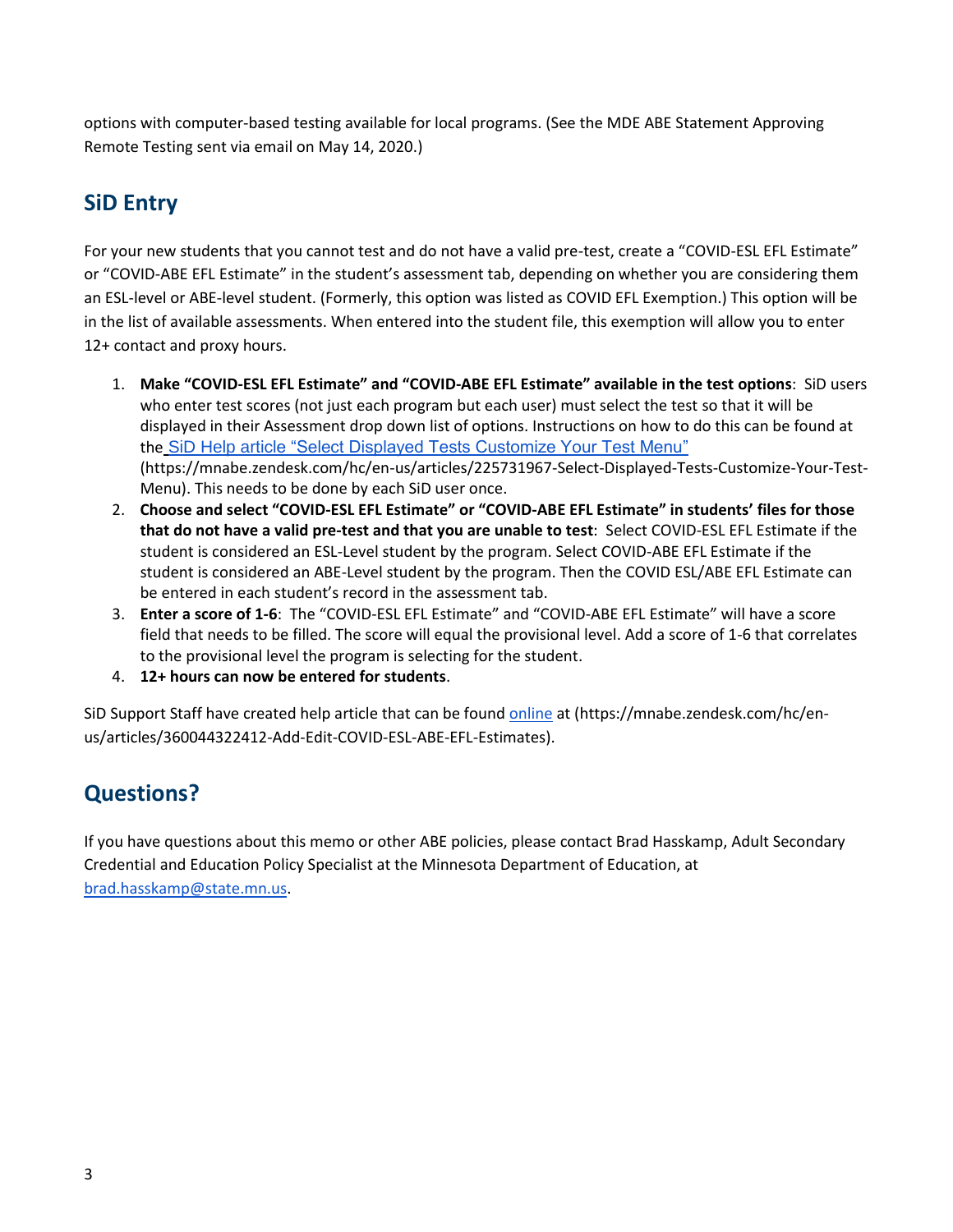options with computer-based testing available for local programs. (See the MDE ABE Statement Approving Remote Testing sent via email on May 14, 2020.)

## SiD Entry

For your new students that you cannot test and do not have a valid pre-test, create a "COVID-ESL EFL Estimate" or "COVID-ABE EFL Estimate" in the student's assessment tab, depending on whether you are considering them an ESL-level or ABE-level student. (Formerly, this option was listed as COVID EFL Exemption.) This option will be in the list of available assessments. When entered into the student file, this exemption will allow you to enter 12+ contact and proxy hours.

1. **Make "COVID-ESL EFL Estimate" and "COVID-ABE EFL Estimate" available in the test options**: SiD users who enter test scores (not just each program but each user) must select the test so that it will be displayed in their Assessment drop down list of options. Instructions on how to do this can be found at the SiD Help article "Select Displayed Tests Customize Your Test Menu" (https://mnabe.zendesk.com/hc/en-us/articles/225731967-Select-Displayed-Tests-Customize-Your-Test-Menu). This needs to be done by each SiD user once.
2. **Choose and select "COVID-ESL EFL Estimate" or "COVID-ABE EFL Estimate" in students' files for those that do not have a valid pre-test and that you are unable to test**: Select COVID-ESL EFL Estimate if the student is considered an ESL-Level student by the program. Select COVID-ABE EFL Estimate if the student is considered an ABE-Level student by the program. Then the COVID ESL/ABE EFL Estimate can be entered in each student's record in the assessment tab.
3. **Enter a score of 1-6**: The "COVID-ESL EFL Estimate" and "COVID-ABE EFL Estimate" will have a score field that needs to be filled. The score will equal the provisional level. Add a score of 1-6 that correlates to the provisional level the program is selecting for the student.
4. **12+ hours can now be entered for students**.

SiD Support Staff have created help article that can be found online at (https://mnabe.zendesk.com/hc/en-us/articles/360044322412-Add-Edit-COVID-ESL-ABE-EFL-Estimates).

## Questions?

If you have questions about this memo or other ABE policies, please contact Brad Hasskamp, Adult Secondary Credential and Education Policy Specialist at the Minnesota Department of Education, at brad.hasskamp@state.mn.us.